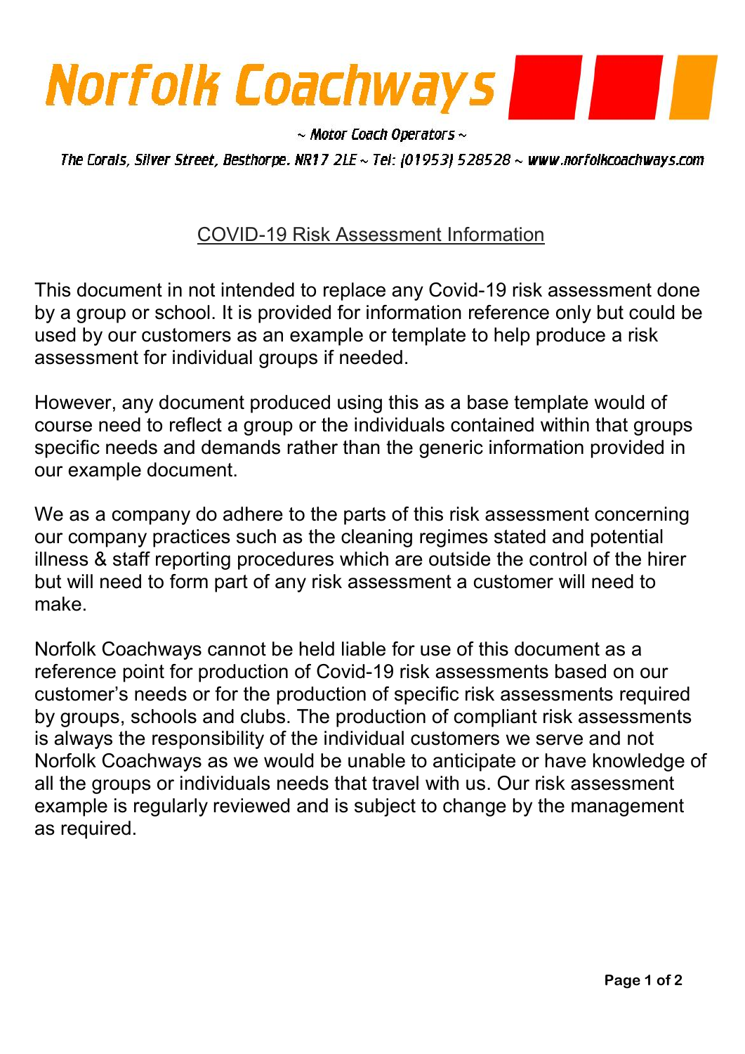# Norfolk Coachways

~ *Motor Coach Operators* ~

*The Corals, Silver Street, Besthorpe. NR17 2LE ~ Tel: (01953) 528528 ~ www.norfolkcoachways.com*

## COVID-19 Risk Assessment Information

This document in not intended to replace any Covid-19 risk assessment done by a group or school. It is provided for information reference only but could be used by our customers as an example or template to help produce a risk assessment for individual groups if needed.

However, any document produced using this as a base template would of course need to reflect a group or the individuals contained within that groups specific needs and demands rather than the generic information provided in our example document.

We as a company do adhere to the parts of this risk assessment concerning our company practices such as the cleaning regimes stated and potential illness & staff reporting procedures which are outside the control of the hirer but will need to form part of any risk assessment a customer will need to make.

Norfolk Coachways cannot be held liable for use of this document as a reference point for production of Covid-19 risk assessments based on our customer's needs or for the production of specific risk assessments required by groups, schools and clubs. The production of compliant risk assessments is always the responsibility of the individual customers we serve and not Norfolk Coachways as we would be unable to anticipate or have knowledge of all the groups or individuals needs that travel with us. Our risk assessment example is regularly reviewed and is subject to change by the management as required.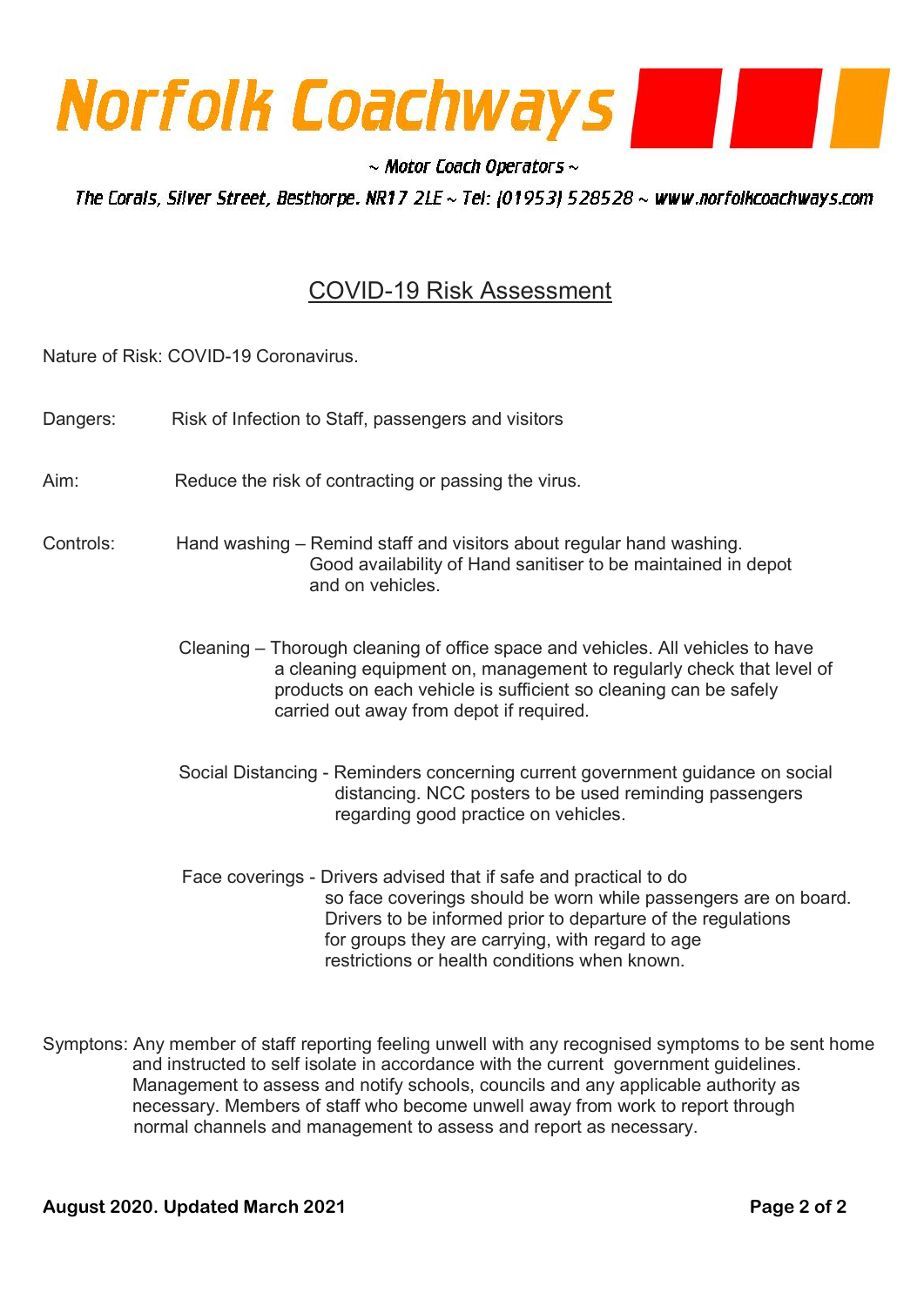# Norfolk Coachways

*~ Motor Coach Operators ~*

*The Corals, Silver Street, Besthorpe. NR17 2LE ~ Tel: (01953) 528528 ~ www.norfolkcoachways.com*

## COVID-19 Risk Assessment

Nature of Risk: COVID-19 Coronavirus.

Dangers: Risk of Infection to Staff, passengers and visitors

Aim: Reduce the risk of contracting or passing the virus.

Controls:

Hand washing – Remind staff and visitors about regular hand washing. Good availability of Hand sanitiser to be maintained in depot and on vehicles.

Cleaning – Thorough cleaning of office space and vehicles. All vehicles to have a cleaning equipment on, management to regularly check that level of products on each vehicle is sufficient so cleaning can be safely carried out away from depot if required.

Social Distancing - Reminders concerning current government guidance on social distancing. NCC posters to be used reminding passengers regarding good practice on vehicles.

Face coverings - Drivers advised that if safe and practical to do so face coverings should be worn while passengers are on board. Drivers to be informed prior to departure of the regulations for groups they are carrying, with regard to age restrictions or health conditions when known.

Symptons: Any member of staff reporting feeling unwell with any recognised symptoms to be sent home and instructed to self isolate in accordance with the current government guidelines. Management to assess and notify schools, councils and any applicable authority as necessary. Members of staff who become unwell away from work to report through normal channels and management to assess and report as necessary.

**August 2020. Updated March 2021**